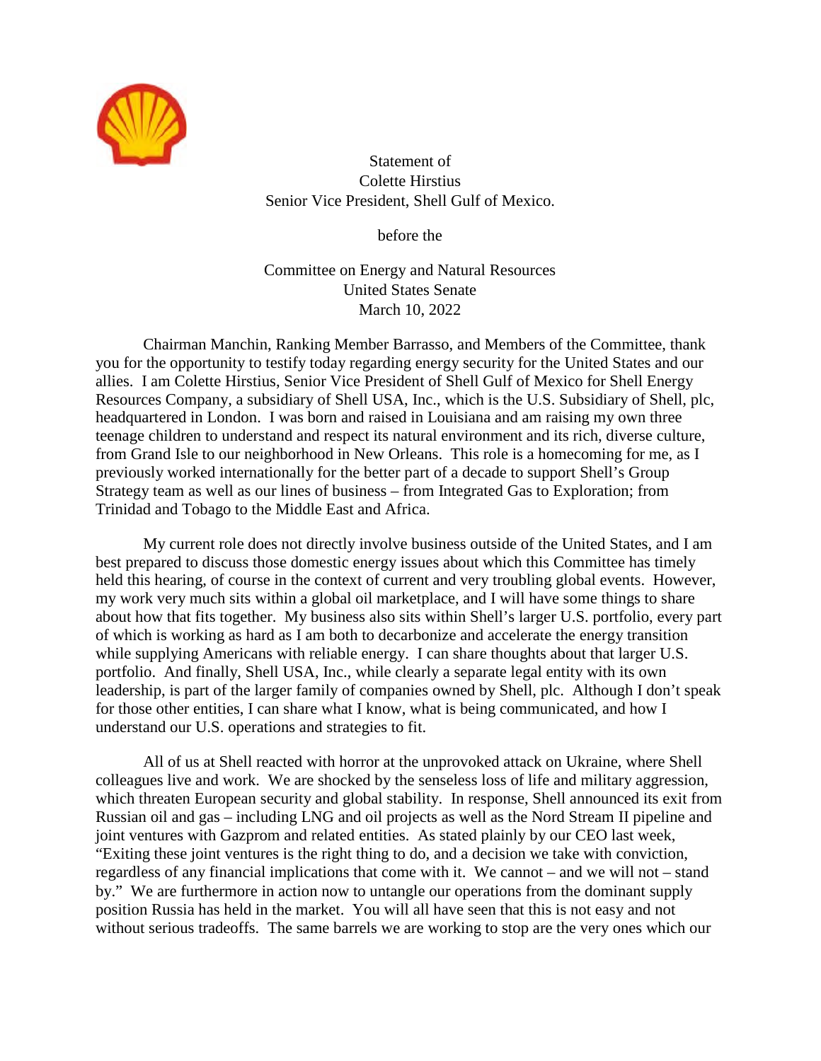Statement of
Colette Hirstius
Senior Vice President, Shell Gulf of Mexico.

before the

Committee on Energy and Natural Resources
United States Senate
March 10, 2022

Chairman Manchin, Ranking Member Barrasso, and Members of the Committee, thank you for the opportunity to testify today regarding energy security for the United States and our allies. I am Colette Hirstius, Senior Vice President of Shell Gulf of Mexico for Shell Energy Resources Company, a subsidiary of Shell USA, Inc., which is the U.S. Subsidiary of Shell, plc, headquartered in London. I was born and raised in Louisiana and am raising my own three teenage children to understand and respect its natural environment and its rich, diverse culture, from Grand Isle to our neighborhood in New Orleans. This role is a homecoming for me, as I previously worked internationally for the better part of a decade to support Shell's Group Strategy team as well as our lines of business – from Integrated Gas to Exploration; from Trinidad and Tobago to the Middle East and Africa.

My current role does not directly involve business outside of the United States, and I am best prepared to discuss those domestic energy issues about which this Committee has timely held this hearing, of course in the context of current and very troubling global events. However, my work very much sits within a global oil marketplace, and I will have some things to share about how that fits together. My business also sits within Shell's larger U.S. portfolio, every part of which is working as hard as I am both to decarbonize and accelerate the energy transition while supplying Americans with reliable energy. I can share thoughts about that larger U.S. portfolio. And finally, Shell USA, Inc., while clearly a separate legal entity with its own leadership, is part of the larger family of companies owned by Shell, plc. Although I don't speak for those other entities, I can share what I know, what is being communicated, and how I understand our U.S. operations and strategies to fit.

All of us at Shell reacted with horror at the unprovoked attack on Ukraine, where Shell colleagues live and work. We are shocked by the senseless loss of life and military aggression, which threaten European security and global stability. In response, Shell announced its exit from Russian oil and gas – including LNG and oil projects as well as the Nord Stream II pipeline and joint ventures with Gazprom and related entities. As stated plainly by our CEO last week, "Exiting these joint ventures is the right thing to do, and a decision we take with conviction, regardless of any financial implications that come with it. We cannot – and we will not – stand by." We are furthermore in action now to untangle our operations from the dominant supply position Russia has held in the market. You will all have seen that this is not easy and not without serious tradeoffs. The same barrels we are working to stop are the very ones which our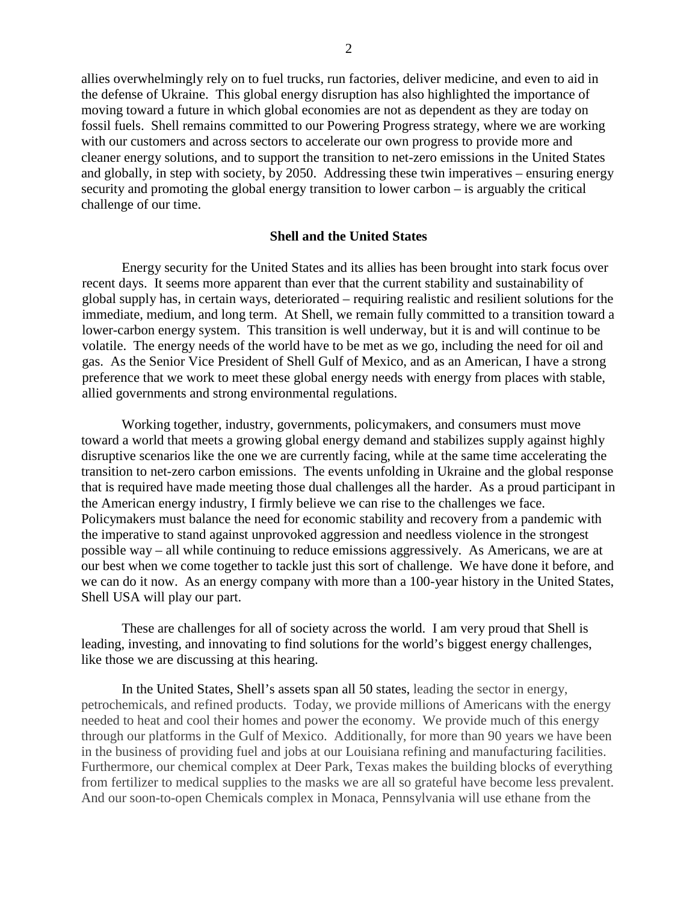allies overwhelmingly rely on to fuel trucks, run factories, deliver medicine, and even to aid in the defense of Ukraine. This global energy disruption has also highlighted the importance of moving toward a future in which global economies are not as dependent as they are today on fossil fuels. Shell remains committed to our Powering Progress strategy, where we are working with our customers and across sectors to accelerate our own progress to provide more and cleaner energy solutions, and to support the transition to net-zero emissions in the United States and globally, in step with society, by 2050. Addressing these twin imperatives – ensuring energy security and promoting the global energy transition to lower carbon – is arguably the critical challenge of our time.

## Shell and the United States

Energy security for the United States and its allies has been brought into stark focus over recent days. It seems more apparent than ever that the current stability and sustainability of global supply has, in certain ways, deteriorated – requiring realistic and resilient solutions for the immediate, medium, and long term. At Shell, we remain fully committed to a transition toward a lower-carbon energy system. This transition is well underway, but it is and will continue to be volatile. The energy needs of the world have to be met as we go, including the need for oil and gas. As the Senior Vice President of Shell Gulf of Mexico, and as an American, I have a strong preference that we work to meet these global energy needs with energy from places with stable, allied governments and strong environmental regulations.

Working together, industry, governments, policymakers, and consumers must move toward a world that meets a growing global energy demand and stabilizes supply against highly disruptive scenarios like the one we are currently facing, while at the same time accelerating the transition to net-zero carbon emissions. The events unfolding in Ukraine and the global response that is required have made meeting those dual challenges all the harder. As a proud participant in the American energy industry, I firmly believe we can rise to the challenges we face. Policymakers must balance the need for economic stability and recovery from a pandemic with the imperative to stand against unprovoked aggression and needless violence in the strongest possible way – all while continuing to reduce emissions aggressively. As Americans, we are at our best when we come together to tackle just this sort of challenge. We have done it before, and we can do it now. As an energy company with more than a 100-year history in the United States, Shell USA will play our part.

These are challenges for all of society across the world. I am very proud that Shell is leading, investing, and innovating to find solutions for the world's biggest energy challenges, like those we are discussing at this hearing.

In the United States, Shell's assets span all 50 states, leading the sector in energy, petrochemicals, and refined products. Today, we provide millions of Americans with the energy needed to heat and cool their homes and power the economy. We provide much of this energy through our platforms in the Gulf of Mexico. Additionally, for more than 90 years we have been in the business of providing fuel and jobs at our Louisiana refining and manufacturing facilities. Furthermore, our chemical complex at Deer Park, Texas makes the building blocks of everything from fertilizer to medical supplies to the masks we are all so grateful have become less prevalent. And our soon-to-open Chemicals complex in Monaca, Pennsylvania will use ethane from the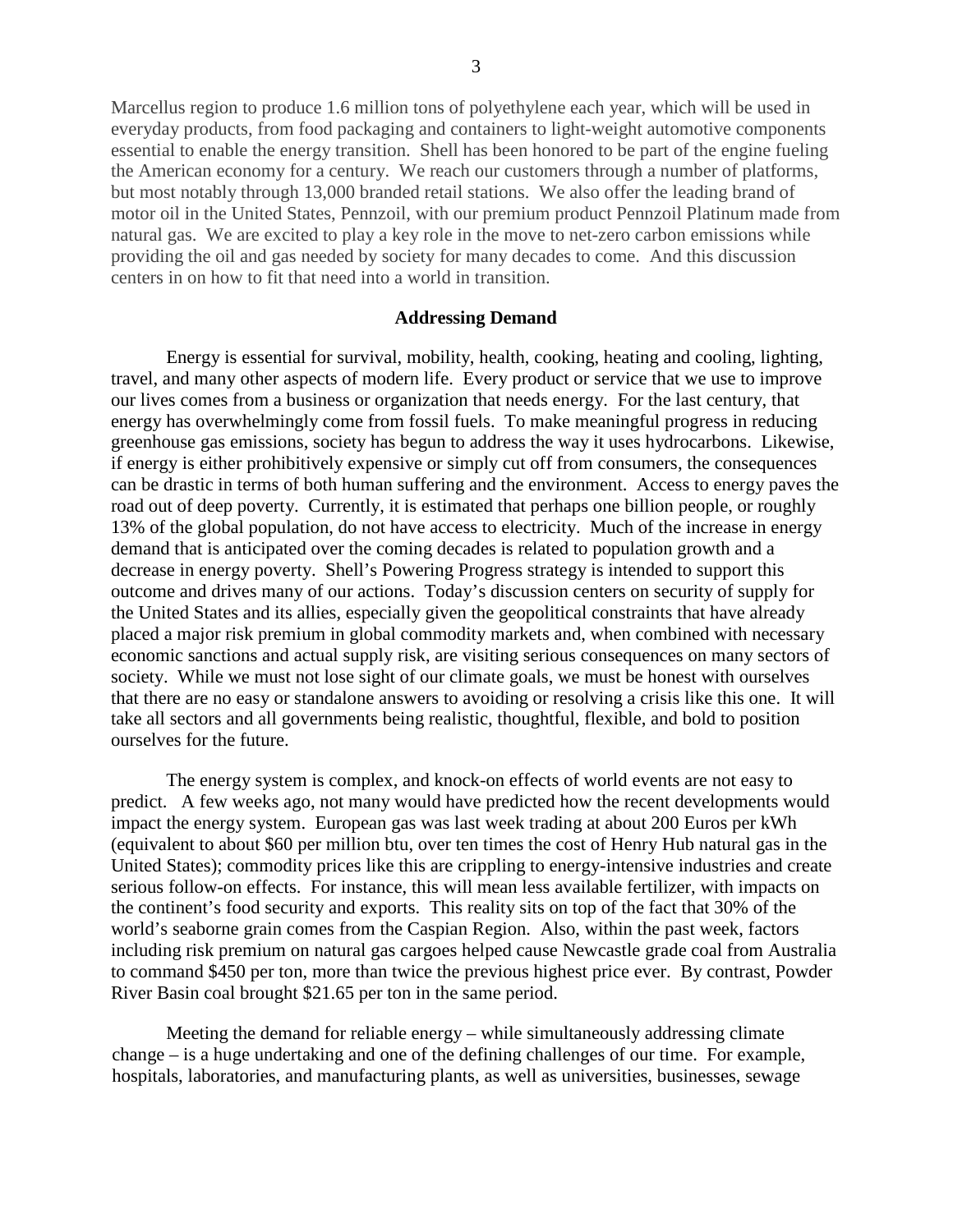Marcellus region to produce 1.6 million tons of polyethylene each year, which will be used in everyday products, from food packaging and containers to light-weight automotive components essential to enable the energy transition. Shell has been honored to be part of the engine fueling the American economy for a century. We reach our customers through a number of platforms, but most notably through 13,000 branded retail stations. We also offer the leading brand of motor oil in the United States, Pennzoil, with our premium product Pennzoil Platinum made from natural gas. We are excited to play a key role in the move to net-zero carbon emissions while providing the oil and gas needed by society for many decades to come. And this discussion centers in on how to fit that need into a world in transition.

## Addressing Demand

Energy is essential for survival, mobility, health, cooking, heating and cooling, lighting, travel, and many other aspects of modern life. Every product or service that we use to improve our lives comes from a business or organization that needs energy. For the last century, that energy has overwhelmingly come from fossil fuels. To make meaningful progress in reducing greenhouse gas emissions, society has begun to address the way it uses hydrocarbons. Likewise, if energy is either prohibitively expensive or simply cut off from consumers, the consequences can be drastic in terms of both human suffering and the environment. Access to energy paves the road out of deep poverty. Currently, it is estimated that perhaps one billion people, or roughly 13% of the global population, do not have access to electricity. Much of the increase in energy demand that is anticipated over the coming decades is related to population growth and a decrease in energy poverty. Shell's Powering Progress strategy is intended to support this outcome and drives many of our actions. Today's discussion centers on security of supply for the United States and its allies, especially given the geopolitical constraints that have already placed a major risk premium in global commodity markets and, when combined with necessary economic sanctions and actual supply risk, are visiting serious consequences on many sectors of society. While we must not lose sight of our climate goals, we must be honest with ourselves that there are no easy or standalone answers to avoiding or resolving a crisis like this one. It will take all sectors and all governments being realistic, thoughtful, flexible, and bold to position ourselves for the future.

The energy system is complex, and knock-on effects of world events are not easy to predict. A few weeks ago, not many would have predicted how the recent developments would impact the energy system. European gas was last week trading at about 200 Euros per kWh (equivalent to about $60 per million btu, over ten times the cost of Henry Hub natural gas in the United States); commodity prices like this are crippling to energy-intensive industries and create serious follow-on effects. For instance, this will mean less available fertilizer, with impacts on the continent's food security and exports. This reality sits on top of the fact that 30% of the world's seaborne grain comes from the Caspian Region. Also, within the past week, factors including risk premium on natural gas cargoes helped cause Newcastle grade coal from Australia to command $450 per ton, more than twice the previous highest price ever. By contrast, Powder River Basin coal brought $21.65 per ton in the same period.

Meeting the demand for reliable energy – while simultaneously addressing climate change – is a huge undertaking and one of the defining challenges of our time. For example, hospitals, laboratories, and manufacturing plants, as well as universities, businesses, sewage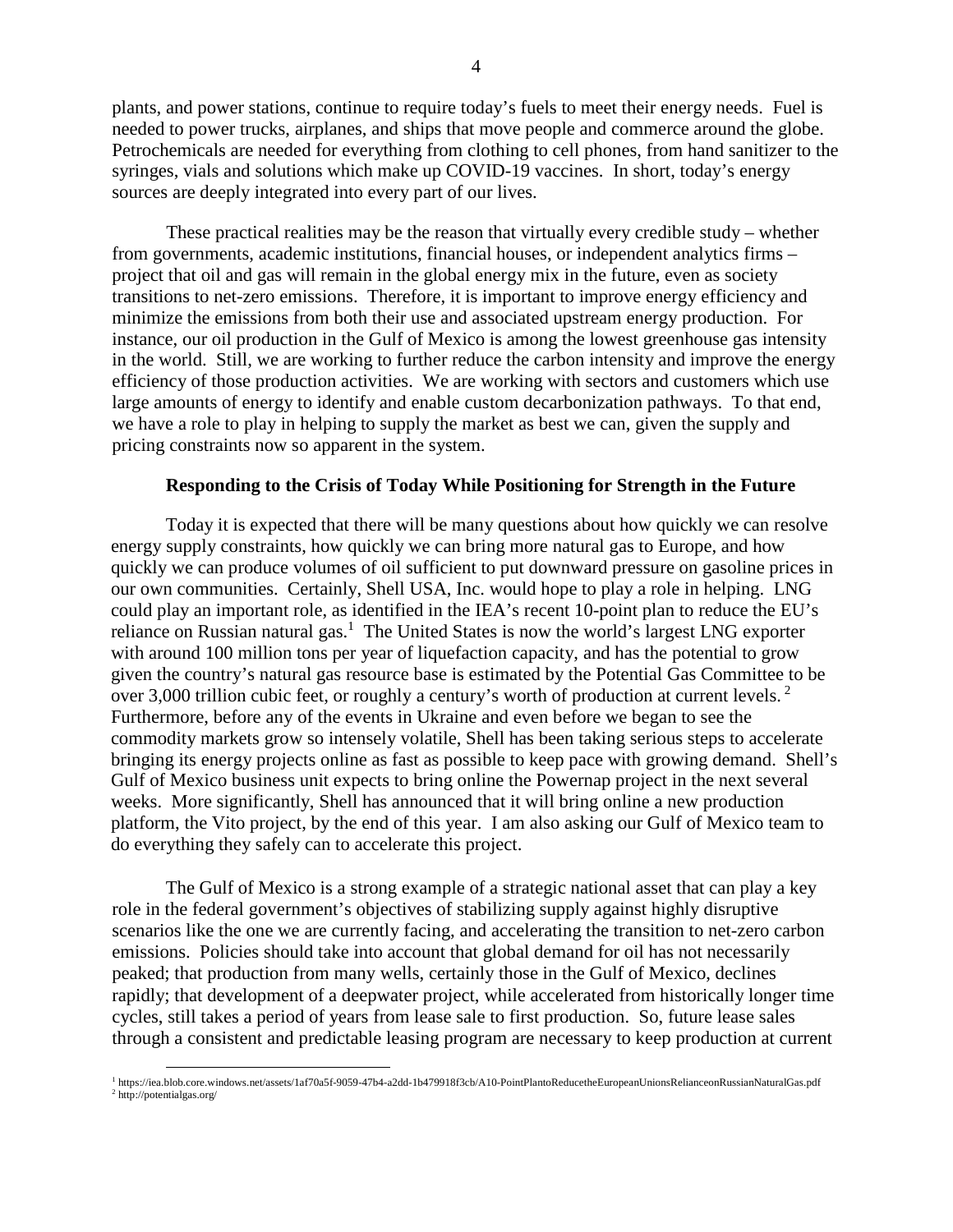plants, and power stations, continue to require today's fuels to meet their energy needs. Fuel is needed to power trucks, airplanes, and ships that move people and commerce around the globe. Petrochemicals are needed for everything from clothing to cell phones, from hand sanitizer to the syringes, vials and solutions which make up COVID-19 vaccines. In short, today's energy sources are deeply integrated into every part of our lives.

These practical realities may be the reason that virtually every credible study – whether from governments, academic institutions, financial houses, or independent analytics firms – project that oil and gas will remain in the global energy mix in the future, even as society transitions to net-zero emissions. Therefore, it is important to improve energy efficiency and minimize the emissions from both their use and associated upstream energy production. For instance, our oil production in the Gulf of Mexico is among the lowest greenhouse gas intensity in the world. Still, we are working to further reduce the carbon intensity and improve the energy efficiency of those production activities. We are working with sectors and customers which use large amounts of energy to identify and enable custom decarbonization pathways. To that end, we have a role to play in helping to supply the market as best we can, given the supply and pricing constraints now so apparent in the system.

**Responding to the Crisis of Today While Positioning for Strength in the Future**

Today it is expected that there will be many questions about how quickly we can resolve energy supply constraints, how quickly we can bring more natural gas to Europe, and how quickly we can produce volumes of oil sufficient to put downward pressure on gasoline prices in our own communities. Certainly, Shell USA, Inc. would hope to play a role in helping. LNG could play an important role, as identified in the IEA's recent 10-point plan to reduce the EU's reliance on Russian natural gas.[1] The United States is now the world's largest LNG exporter with around 100 million tons per year of liquefaction capacity, and has the potential to grow given the country's natural gas resource base is estimated by the Potential Gas Committee to be over 3,000 trillion cubic feet, or roughly a century's worth of production at current levels.[2] Furthermore, before any of the events in Ukraine and even before we began to see the commodity markets grow so intensely volatile, Shell has been taking serious steps to accelerate bringing its energy projects online as fast as possible to keep pace with growing demand. Shell's Gulf of Mexico business unit expects to bring online the Powernap project in the next several weeks. More significantly, Shell has announced that it will bring online a new production platform, the Vito project, by the end of this year. I am also asking our Gulf of Mexico team to do everything they safely can to accelerate this project.

The Gulf of Mexico is a strong example of a strategic national asset that can play a key role in the federal government's objectives of stabilizing supply against highly disruptive scenarios like the one we are currently facing, and accelerating the transition to net-zero carbon emissions. Policies should take into account that global demand for oil has not necessarily peaked; that production from many wells, certainly those in the Gulf of Mexico, declines rapidly; that development of a deepwater project, while accelerated from historically longer time cycles, still takes a period of years from lease sale to first production. So, future lease sales through a consistent and predictable leasing program are necessary to keep production at current

[1] https://iea.blob.core.windows.net/assets/1af70a5f-9059-47b4-a2dd-1b479918f3cb/A10-PointPlantoReducetheEuropeanUnionsRelianceonRussianNaturalGas.pdf
[2] http://potentialgas.org/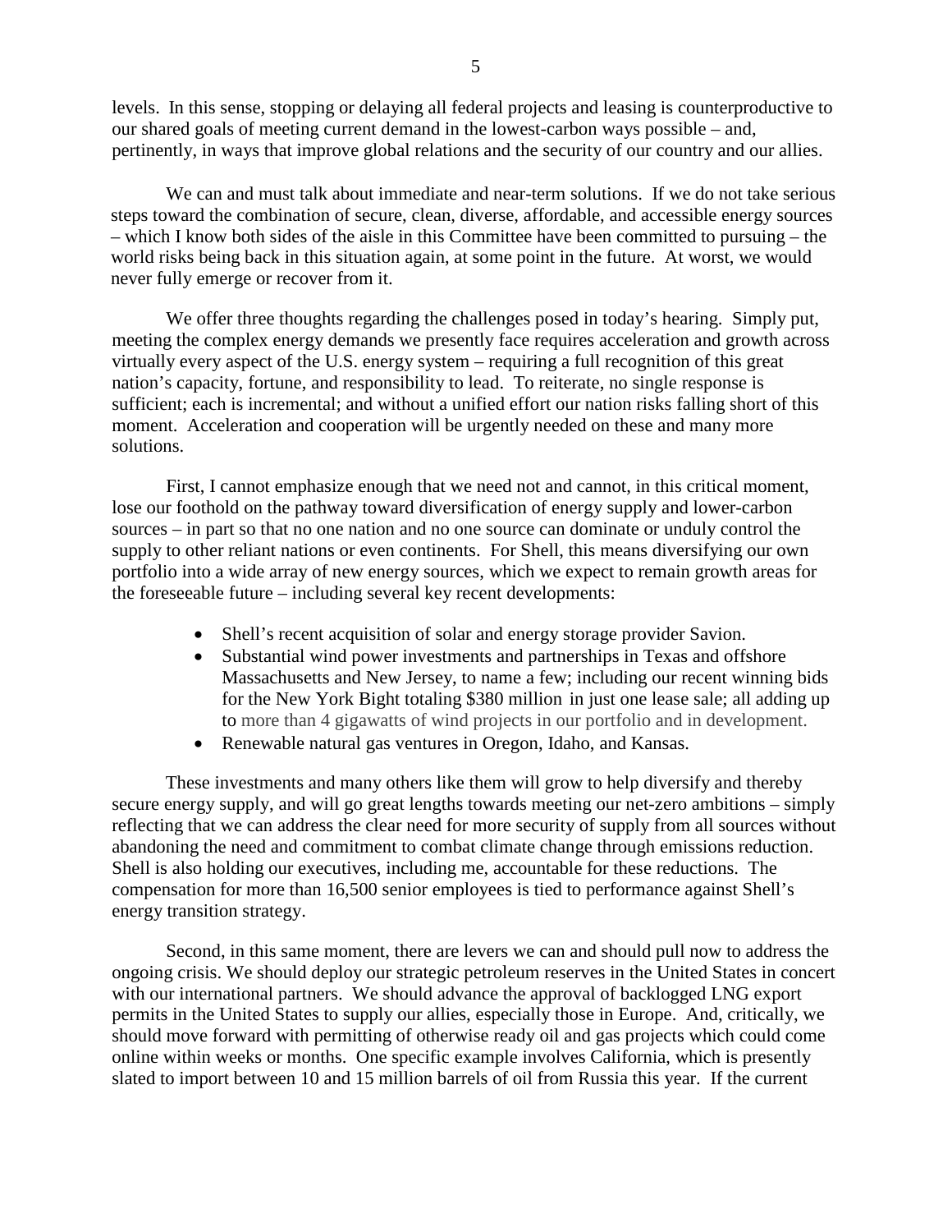levels. In this sense, stopping or delaying all federal projects and leasing is counterproductive to our shared goals of meeting current demand in the lowest-carbon ways possible – and, pertinently, in ways that improve global relations and the security of our country and our allies.

We can and must talk about immediate and near-term solutions. If we do not take serious steps toward the combination of secure, clean, diverse, affordable, and accessible energy sources – which I know both sides of the aisle in this Committee have been committed to pursuing – the world risks being back in this situation again, at some point in the future. At worst, we would never fully emerge or recover from it.

We offer three thoughts regarding the challenges posed in today's hearing. Simply put, meeting the complex energy demands we presently face requires acceleration and growth across virtually every aspect of the U.S. energy system – requiring a full recognition of this great nation's capacity, fortune, and responsibility to lead. To reiterate, no single response is sufficient; each is incremental; and without a unified effort our nation risks falling short of this moment. Acceleration and cooperation will be urgently needed on these and many more solutions.

First, I cannot emphasize enough that we need not and cannot, in this critical moment, lose our foothold on the pathway toward diversification of energy supply and lower-carbon sources – in part so that no one nation and no one source can dominate or unduly control the supply to other reliant nations or even continents. For Shell, this means diversifying our own portfolio into a wide array of new energy sources, which we expect to remain growth areas for the foreseeable future – including several key recent developments:

- Shell's recent acquisition of solar and energy storage provider Savion.
- Substantial wind power investments and partnerships in Texas and offshore Massachusetts and New Jersey, to name a few; including our recent winning bids for the New York Bight totaling $380 million in just one lease sale; all adding up to more than 4 gigawatts of wind projects in our portfolio and in development.
- Renewable natural gas ventures in Oregon, Idaho, and Kansas.

These investments and many others like them will grow to help diversify and thereby secure energy supply, and will go great lengths towards meeting our net-zero ambitions – simply reflecting that we can address the clear need for more security of supply from all sources without abandoning the need and commitment to combat climate change through emissions reduction. Shell is also holding our executives, including me, accountable for these reductions. The compensation for more than 16,500 senior employees is tied to performance against Shell's energy transition strategy.

Second, in this same moment, there are levers we can and should pull now to address the ongoing crisis. We should deploy our strategic petroleum reserves in the United States in concert with our international partners. We should advance the approval of backlogged LNG export permits in the United States to supply our allies, especially those in Europe. And, critically, we should move forward with permitting of otherwise ready oil and gas projects which could come online within weeks or months. One specific example involves California, which is presently slated to import between 10 and 15 million barrels of oil from Russia this year. If the current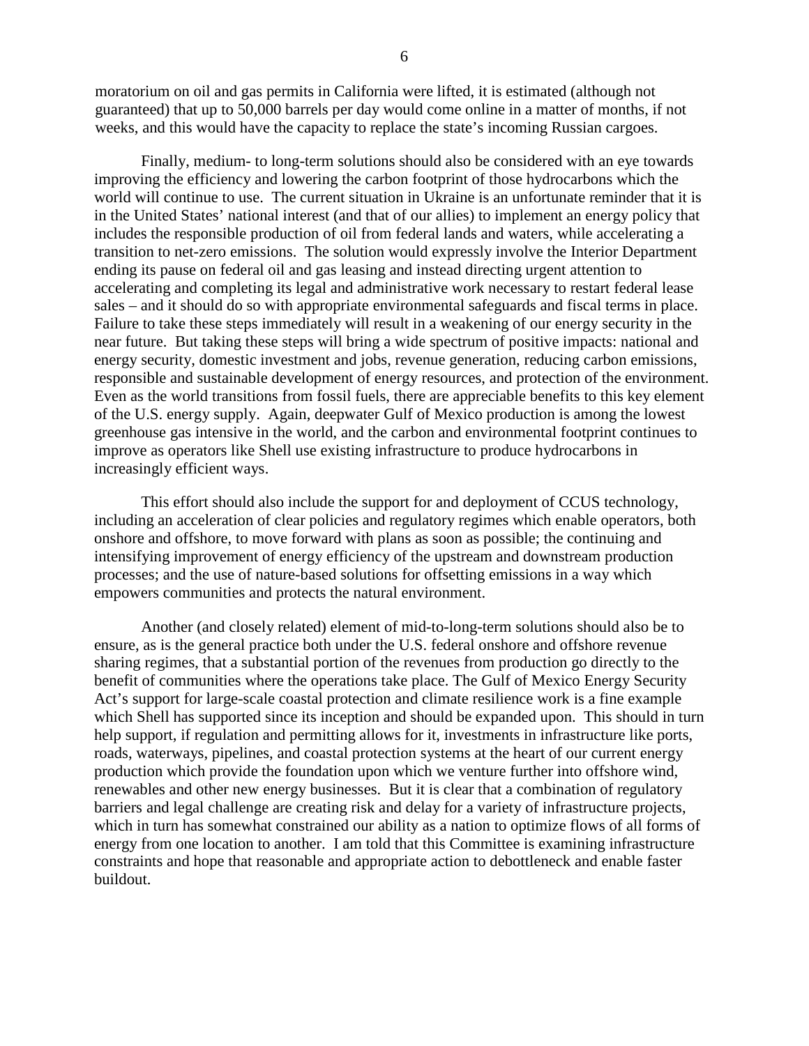moratorium on oil and gas permits in California were lifted, it is estimated (although not guaranteed) that up to 50,000 barrels per day would come online in a matter of months, if not weeks, and this would have the capacity to replace the state's incoming Russian cargoes.

Finally, medium- to long-term solutions should also be considered with an eye towards improving the efficiency and lowering the carbon footprint of those hydrocarbons which the world will continue to use. The current situation in Ukraine is an unfortunate reminder that it is in the United States' national interest (and that of our allies) to implement an energy policy that includes the responsible production of oil from federal lands and waters, while accelerating a transition to net-zero emissions. The solution would expressly involve the Interior Department ending its pause on federal oil and gas leasing and instead directing urgent attention to accelerating and completing its legal and administrative work necessary to restart federal lease sales – and it should do so with appropriate environmental safeguards and fiscal terms in place. Failure to take these steps immediately will result in a weakening of our energy security in the near future. But taking these steps will bring a wide spectrum of positive impacts: national and energy security, domestic investment and jobs, revenue generation, reducing carbon emissions, responsible and sustainable development of energy resources, and protection of the environment. Even as the world transitions from fossil fuels, there are appreciable benefits to this key element of the U.S. energy supply. Again, deepwater Gulf of Mexico production is among the lowest greenhouse gas intensive in the world, and the carbon and environmental footprint continues to improve as operators like Shell use existing infrastructure to produce hydrocarbons in increasingly efficient ways.

This effort should also include the support for and deployment of CCUS technology, including an acceleration of clear policies and regulatory regimes which enable operators, both onshore and offshore, to move forward with plans as soon as possible; the continuing and intensifying improvement of energy efficiency of the upstream and downstream production processes; and the use of nature-based solutions for offsetting emissions in a way which empowers communities and protects the natural environment.

Another (and closely related) element of mid-to-long-term solutions should also be to ensure, as is the general practice both under the U.S. federal onshore and offshore revenue sharing regimes, that a substantial portion of the revenues from production go directly to the benefit of communities where the operations take place. The Gulf of Mexico Energy Security Act's support for large-scale coastal protection and climate resilience work is a fine example which Shell has supported since its inception and should be expanded upon. This should in turn help support, if regulation and permitting allows for it, investments in infrastructure like ports, roads, waterways, pipelines, and coastal protection systems at the heart of our current energy production which provide the foundation upon which we venture further into offshore wind, renewables and other new energy businesses. But it is clear that a combination of regulatory barriers and legal challenge are creating risk and delay for a variety of infrastructure projects, which in turn has somewhat constrained our ability as a nation to optimize flows of all forms of energy from one location to another. I am told that this Committee is examining infrastructure constraints and hope that reasonable and appropriate action to debottleneck and enable faster buildout.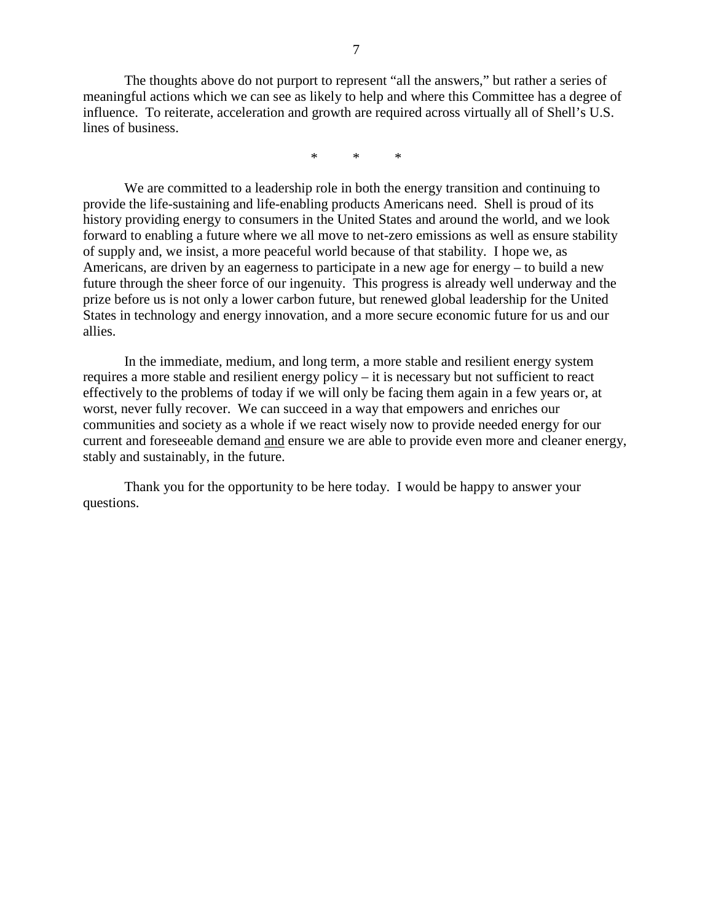The thoughts above do not purport to represent "all the answers," but rather a series of meaningful actions which we can see as likely to help and where this Committee has a degree of influence. To reiterate, acceleration and growth are required across virtually all of Shell's U.S. lines of business.

\* \* \*

We are committed to a leadership role in both the energy transition and continuing to provide the life-sustaining and life-enabling products Americans need. Shell is proud of its history providing energy to consumers in the United States and around the world, and we look forward to enabling a future where we all move to net-zero emissions as well as ensure stability of supply and, we insist, a more peaceful world because of that stability. I hope we, as Americans, are driven by an eagerness to participate in a new age for energy – to build a new future through the sheer force of our ingenuity. This progress is already well underway and the prize before us is not only a lower carbon future, but renewed global leadership for the United States in technology and energy innovation, and a more secure economic future for us and our allies.

In the immediate, medium, and long term, a more stable and resilient energy system requires a more stable and resilient energy policy – it is necessary but not sufficient to react effectively to the problems of today if we will only be facing them again in a few years or, at worst, never fully recover. We can succeed in a way that empowers and enriches our communities and society as a whole if we react wisely now to provide needed energy for our current and foreseeable demand <u>and</u> ensure we are able to provide even more and cleaner energy, stably and sustainably, in the future.

Thank you for the opportunity to be here today. I would be happy to answer your questions.